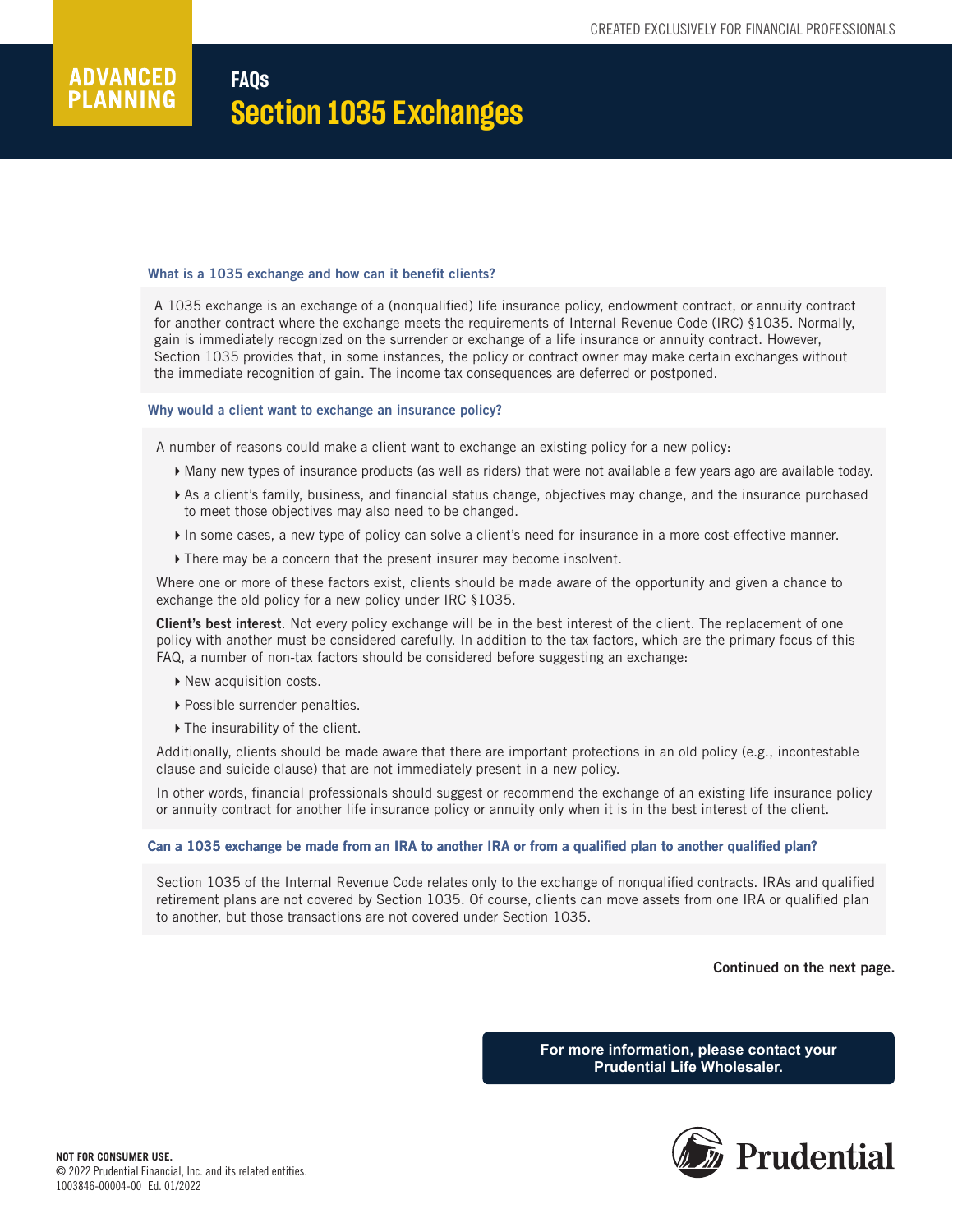CREATED EXCLUSIVELY FOR FINANCIAL PROFESSIONALS

ADVANCED PLANNING

# FAQs
# Section 1035 Exchanges

### What is a 1035 exchange and how can it benefit clients?

A 1035 exchange is an exchange of a (nonqualified) life insurance policy, endowment contract, or annuity contract for another contract where the exchange meets the requirements of Internal Revenue Code (IRC) §1035. Normally, gain is immediately recognized on the surrender or exchange of a life insurance or annuity contract. However, Section 1035 provides that, in some instances, the policy or contract owner may make certain exchanges without the immediate recognition of gain. The income tax consequences are deferred or postponed.

### Why would a client want to exchange an insurance policy?

A number of reasons could make a client want to exchange an existing policy for a new policy:

- Many new types of insurance products (as well as riders) that were not available a few years ago are available today.
- As a client's family, business, and financial status change, objectives may change, and the insurance purchased to meet those objectives may also need to be changed.
- In some cases, a new type of policy can solve a client's need for insurance in a more cost-effective manner.
- There may be a concern that the present insurer may become insolvent.

Where one or more of these factors exist, clients should be made aware of the opportunity and given a chance to exchange the old policy for a new policy under IRC §1035.

**Client's best interest**. Not every policy exchange will be in the best interest of the client. The replacement of one policy with another must be considered carefully. In addition to the tax factors, which are the primary focus of this FAQ, a number of non-tax factors should be considered before suggesting an exchange:

- New acquisition costs.
- Possible surrender penalties.
- The insurability of the client.

Additionally, clients should be made aware that there are important protections in an old policy (e.g., incontestable clause and suicide clause) that are not immediately present in a new policy.

In other words, financial professionals should suggest or recommend the exchange of an existing life insurance policy or annuity contract for another life insurance policy or annuity only when it is in the best interest of the client.

### Can a 1035 exchange be made from an IRA to another IRA or from a qualified plan to another qualified plan?

Section 1035 of the Internal Revenue Code relates only to the exchange of nonqualified contracts. IRAs and qualified retirement plans are not covered by Section 1035. Of course, clients can move assets from one IRA or qualified plan to another, but those transactions are not covered under Section 1035.

**Continued on the next page.**

**For more information, please contact your Prudential Life Wholesaler.**

**NOT FOR CONSUMER USE.**
© 2022 Prudential Financial, Inc. and its related entities.
1003846-00004-00 Ed. 01/2022

Prudential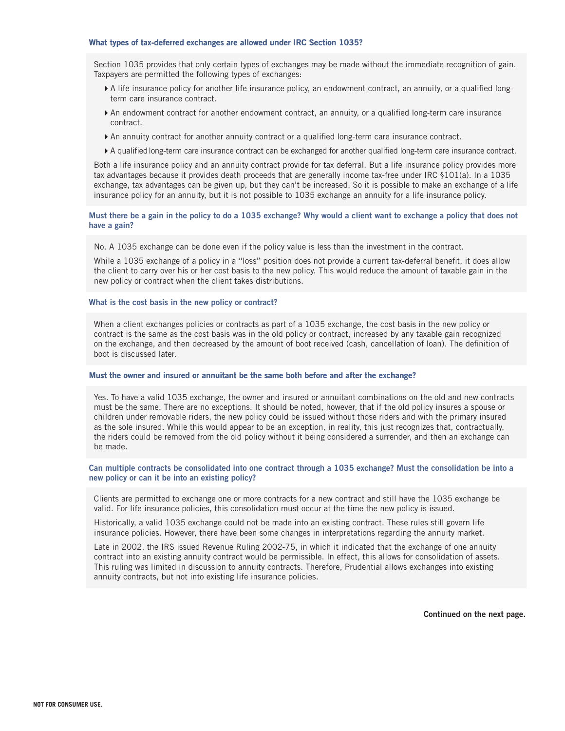### What types of tax-deferred exchanges are allowed under IRC Section 1035?

Section 1035 provides that only certain types of exchanges may be made without the immediate recognition of gain. Taxpayers are permitted the following types of exchanges:

- A life insurance policy for another life insurance policy, an endowment contract, an annuity, or a qualified long-term care insurance contract.
- An endowment contract for another endowment contract, an annuity, or a qualified long-term care insurance contract.
- An annuity contract for another annuity contract or a qualified long-term care insurance contract.
- A qualified long-term care insurance contract can be exchanged for another qualified long-term care insurance contract.

Both a life insurance policy and an annuity contract provide for tax deferral. But a life insurance policy provides more tax advantages because it provides death proceeds that are generally income tax-free under IRC §101(a). In a 1035 exchange, tax advantages can be given up, but they can't be increased. So it is possible to make an exchange of a life insurance policy for an annuity, but it is not possible to 1035 exchange an annuity for a life insurance policy.

### Must there be a gain in the policy to do a 1035 exchange? Why would a client want to exchange a policy that does not have a gain?

No. A 1035 exchange can be done even if the policy value is less than the investment in the contract.

While a 1035 exchange of a policy in a "loss" position does not provide a current tax-deferral benefit, it does allow the client to carry over his or her cost basis to the new policy. This would reduce the amount of taxable gain in the new policy or contract when the client takes distributions.

### What is the cost basis in the new policy or contract?

When a client exchanges policies or contracts as part of a 1035 exchange, the cost basis in the new policy or contract is the same as the cost basis was in the old policy or contract, increased by any taxable gain recognized on the exchange, and then decreased by the amount of boot received (cash, cancellation of loan). The definition of boot is discussed later.

### Must the owner and insured or annuitant be the same both before and after the exchange?

Yes. To have a valid 1035 exchange, the owner and insured or annuitant combinations on the old and new contracts must be the same. There are no exceptions. It should be noted, however, that if the old policy insures a spouse or children under removable riders, the new policy could be issued without those riders and with the primary insured as the sole insured. While this would appear to be an exception, in reality, this just recognizes that, contractually, the riders could be removed from the old policy without it being considered a surrender, and then an exchange can be made.

### Can multiple contracts be consolidated into one contract through a 1035 exchange? Must the consolidation be into a new policy or can it be into an existing policy?

Clients are permitted to exchange one or more contracts for a new contract and still have the 1035 exchange be valid. For life insurance policies, this consolidation must occur at the time the new policy is issued.

Historically, a valid 1035 exchange could not be made into an existing contract. These rules still govern life insurance policies. However, there have been some changes in interpretations regarding the annuity market.

Late in 2002, the IRS issued Revenue Ruling 2002-75, in which it indicated that the exchange of one annuity contract into an existing annuity contract would be permissible. In effect, this allows for consolidation of assets. This ruling was limited in discussion to annuity contracts. Therefore, Prudential allows exchanges into existing annuity contracts, but not into existing life insurance policies.

**Continued on the next page.**

NOT FOR CONSUMER USE.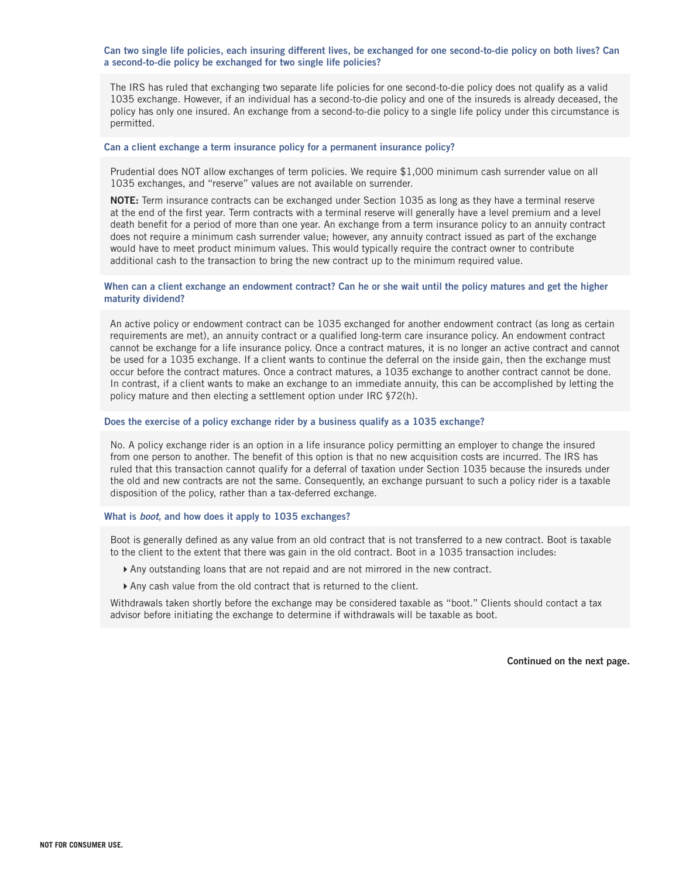### Can two single life policies, each insuring different lives, be exchanged for one second-to-die policy on both lives? Can a second-to-die policy be exchanged for two single life policies?

The IRS has ruled that exchanging two separate life policies for one second-to-die policy does not qualify as a valid 1035 exchange. However, if an individual has a second-to-die policy and one of the insureds is already deceased, the policy has only one insured. An exchange from a second-to-die policy to a single life policy under this circumstance is permitted.

### Can a client exchange a term insurance policy for a permanent insurance policy?

Prudential does NOT allow exchanges of term policies. We require $1,000 minimum cash surrender value on all 1035 exchanges, and "reserve" values are not available on surrender.

**NOTE:** Term insurance contracts can be exchanged under Section 1035 as long as they have a terminal reserve at the end of the first year. Term contracts with a terminal reserve will generally have a level premium and a level death benefit for a period of more than one year. An exchange from a term insurance policy to an annuity contract does not require a minimum cash surrender value; however, any annuity contract issued as part of the exchange would have to meet product minimum values. This would typically require the contract owner to contribute additional cash to the transaction to bring the new contract up to the minimum required value.

### When can a client exchange an endowment contract? Can he or she wait until the policy matures and get the higher maturity dividend?

An active policy or endowment contract can be 1035 exchanged for another endowment contract (as long as certain requirements are met), an annuity contract or a qualified long-term care insurance policy. An endowment contract cannot be exchange for a life insurance policy. Once a contract matures, it is no longer an active contract and cannot be used for a 1035 exchange. If a client wants to continue the deferral on the inside gain, then the exchange must occur before the contract matures. Once a contract matures, a 1035 exchange to another contract cannot be done. In contrast, if a client wants to make an exchange to an immediate annuity, this can be accomplished by letting the policy mature and then electing a settlement option under IRC §72(h).

### Does the exercise of a policy exchange rider by a business qualify as a 1035 exchange?

No. A policy exchange rider is an option in a life insurance policy permitting an employer to change the insured from one person to another. The benefit of this option is that no new acquisition costs are incurred. The IRS has ruled that this transaction cannot qualify for a deferral of taxation under Section 1035 because the insureds under the old and new contracts are not the same. Consequently, an exchange pursuant to such a policy rider is a taxable disposition of the policy, rather than a tax-deferred exchange.

### What is *boot*, and how does it apply to 1035 exchanges?

Boot is generally defined as any value from an old contract that is not transferred to a new contract. Boot is taxable to the client to the extent that there was gain in the old contract. Boot in a 1035 transaction includes:

- Any outstanding loans that are not repaid and are not mirrored in the new contract.
- Any cash value from the old contract that is returned to the client.

Withdrawals taken shortly before the exchange may be considered taxable as "boot." Clients should contact a tax advisor before initiating the exchange to determine if withdrawals will be taxable as boot.

**Continued on the next page.**

NOT FOR CONSUMER USE.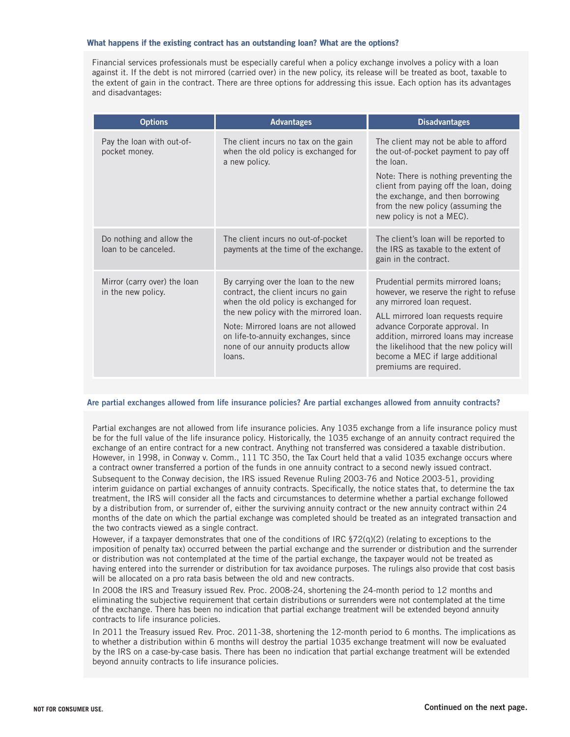### What happens if the existing contract has an outstanding loan? What are the options?

Financial services professionals must be especially careful when a policy exchange involves a policy with a loan against it. If the debt is not mirrored (carried over) in the new policy, its release will be treated as boot, taxable to the extent of gain in the contract. There are three options for addressing this issue. Each option has its advantages and disadvantages:

| Options | Advantages | Disadvantages |
|---|---|---|
| Pay the loan with out-of-pocket money. | The client incurs no tax on the gain when the old policy is exchanged for a new policy. | The client may not be able to afford the out-of-pocket payment to pay off the loan.<br><br>Note: There is nothing preventing the client from paying off the loan, doing the exchange, and then borrowing from the new policy (assuming the new policy is not a MEC). |
| Do nothing and allow the loan to be canceled. | The client incurs no out-of-pocket payments at the time of the exchange. | The client's loan will be reported to the IRS as taxable to the extent of gain in the contract. |
| Mirror (carry over) the loan in the new policy. | By carrying over the loan to the new contract, the client incurs no gain when the old policy is exchanged for the new policy with the mirrored loan.<br><br>Note: Mirrored loans are not allowed on life-to-annuity exchanges, since none of our annuity products allow loans. | Prudential permits mirrored loans; however, we reserve the right to refuse any mirrored loan request.<br><br>ALL mirrored loan requests require advance Corporate approval. In addition, mirrored loans may increase the likelihood that the new policy will become a MEC if large additional premiums are required. |

### Are partial exchanges allowed from life insurance policies? Are partial exchanges allowed from annuity contracts?

Partial exchanges are not allowed from life insurance policies. Any 1035 exchange from a life insurance policy must be for the full value of the life insurance policy. Historically, the 1035 exchange of an annuity contract required the exchange of an entire contract for a new contract. Anything not transferred was considered a taxable distribution. However, in 1998, in Conway v. Comm., 111 TC 350, the Tax Court held that a valid 1035 exchange occurs where a contract owner transferred a portion of the funds in one annuity contract to a second newly issued contract.

Subsequent to the Conway decision, the IRS issued Revenue Ruling 2003-76 and Notice 2003-51, providing interim guidance on partial exchanges of annuity contracts. Specifically, the notice states that, to determine the tax treatment, the IRS will consider all the facts and circumstances to determine whether a partial exchange followed by a distribution from, or surrender of, either the surviving annuity contract or the new annuity contract within 24 months of the date on which the partial exchange was completed should be treated as an integrated transaction and the two contracts viewed as a single contract.

However, if a taxpayer demonstrates that one of the conditions of IRC §72(q)(2) (relating to exceptions to the imposition of penalty tax) occurred between the partial exchange and the surrender or distribution and the surrender or distribution was not contemplated at the time of the partial exchange, the taxpayer would not be treated as having entered into the surrender or distribution for tax avoidance purposes. The rulings also provide that cost basis will be allocated on a pro rata basis between the old and new contracts.

In 2008 the IRS and Treasury issued Rev. Proc. 2008-24, shortening the 24-month period to 12 months and eliminating the subjective requirement that certain distributions or surrenders were not contemplated at the time of the exchange. There has been no indication that partial exchange treatment will be extended beyond annuity contracts to life insurance policies.

In 2011 the Treasury issued Rev. Proc. 2011-38, shortening the 12-month period to 6 months. The implications as to whether a distribution within 6 months will destroy the partial 1035 exchange treatment will now be evaluated by the IRS on a case-by-case basis. There has been no indication that partial exchange treatment will be extended beyond annuity contracts to life insurance policies.

**NOT FOR CONSUMER USE.**

**Continued on the next page.**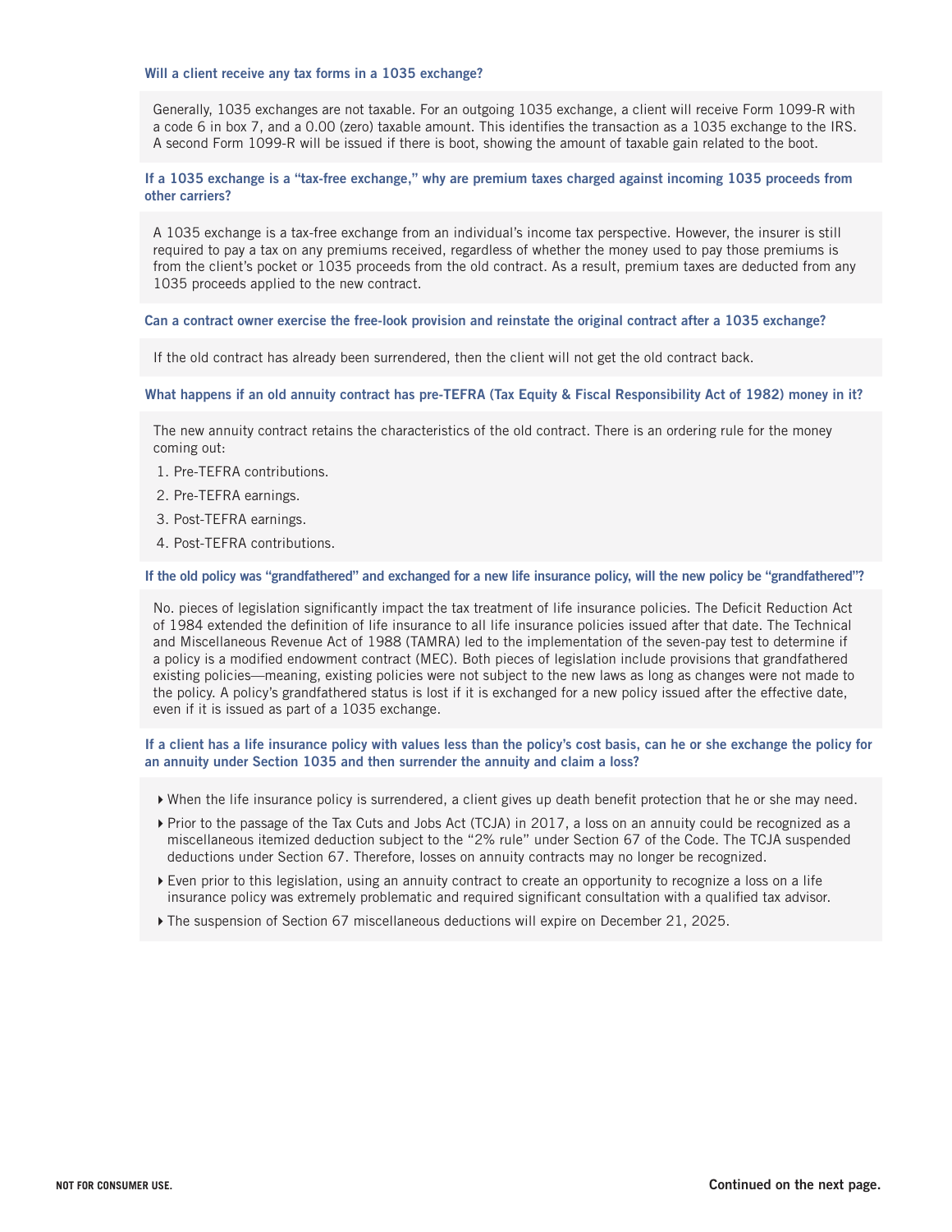### Will a client receive any tax forms in a 1035 exchange?

Generally, 1035 exchanges are not taxable. For an outgoing 1035 exchange, a client will receive Form 1099-R with a code 6 in box 7, and a 0.00 (zero) taxable amount. This identifies the transaction as a 1035 exchange to the IRS. A second Form 1099-R will be issued if there is boot, showing the amount of taxable gain related to the boot.

### If a 1035 exchange is a "tax-free exchange," why are premium taxes charged against incoming 1035 proceeds from other carriers?

A 1035 exchange is a tax-free exchange from an individual's income tax perspective. However, the insurer is still required to pay a tax on any premiums received, regardless of whether the money used to pay those premiums is from the client's pocket or 1035 proceeds from the old contract. As a result, premium taxes are deducted from any 1035 proceeds applied to the new contract.

### Can a contract owner exercise the free-look provision and reinstate the original contract after a 1035 exchange?

If the old contract has already been surrendered, then the client will not get the old contract back.

### What happens if an old annuity contract has pre-TEFRA (Tax Equity & Fiscal Responsibility Act of 1982) money in it?

The new annuity contract retains the characteristics of the old contract. There is an ordering rule for the money coming out:

1. Pre-TEFRA contributions.
2. Pre-TEFRA earnings.
3. Post-TEFRA earnings.
4. Post-TEFRA contributions.

### If the old policy was "grandfathered" and exchanged for a new life insurance policy, will the new policy be "grandfathered"?

No. pieces of legislation significantly impact the tax treatment of life insurance policies. The Deficit Reduction Act of 1984 extended the definition of life insurance to all life insurance policies issued after that date. The Technical and Miscellaneous Revenue Act of 1988 (TAMRA) led to the implementation of the seven-pay test to determine if a policy is a modified endowment contract (MEC). Both pieces of legislation include provisions that grandfathered existing policies—meaning, existing policies were not subject to the new laws as long as changes were not made to the policy. A policy's grandfathered status is lost if it is exchanged for a new policy issued after the effective date, even if it is issued as part of a 1035 exchange.

### If a client has a life insurance policy with values less than the policy's cost basis, can he or she exchange the policy for an annuity under Section 1035 and then surrender the annuity and claim a loss?

- When the life insurance policy is surrendered, a client gives up death benefit protection that he or she may need.
- Prior to the passage of the Tax Cuts and Jobs Act (TCJA) in 2017, a loss on an annuity could be recognized as a miscellaneous itemized deduction subject to the "2% rule" under Section 67 of the Code. The TCJA suspended deductions under Section 67. Therefore, losses on annuity contracts may no longer be recognized.
- Even prior to this legislation, using an annuity contract to create an opportunity to recognize a loss on a life insurance policy was extremely problematic and required significant consultation with a qualified tax advisor.
- The suspension of Section 67 miscellaneous deductions will expire on December 21, 2025.

NOT FOR CONSUMER USE.

Continued on the next page.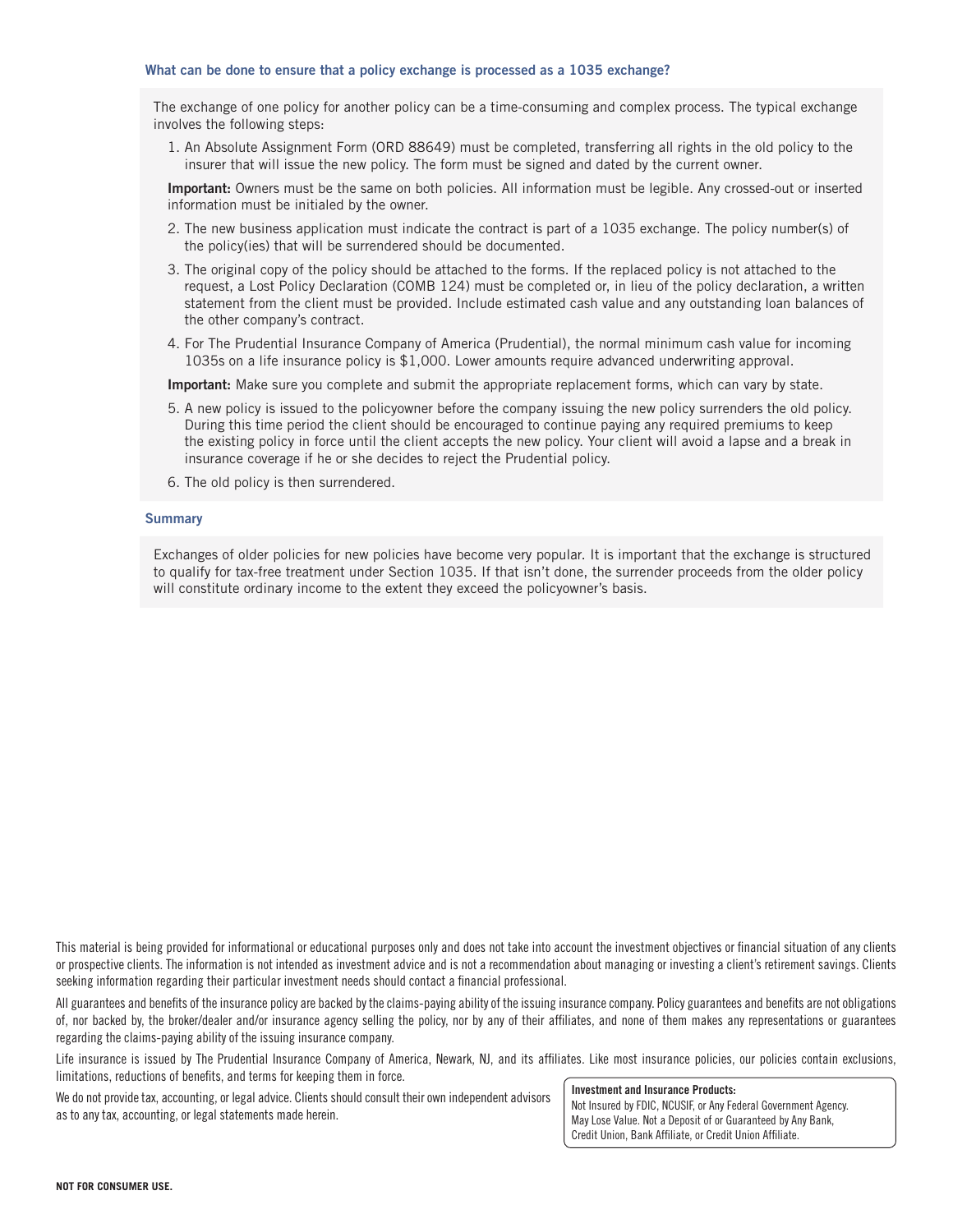### What can be done to ensure that a policy exchange is processed as a 1035 exchange?

The exchange of one policy for another policy can be a time-consuming and complex process. The typical exchange involves the following steps:

1. An Absolute Assignment Form (ORD 88649) must be completed, transferring all rights in the old policy to the insurer that will issue the new policy. The form must be signed and dated by the current owner.

**Important:** Owners must be the same on both policies. All information must be legible. Any crossed-out or inserted information must be initialed by the owner.

2. The new business application must indicate the contract is part of a 1035 exchange. The policy number(s) of the policy(ies) that will be surrendered should be documented.
3. The original copy of the policy should be attached to the forms. If the replaced policy is not attached to the request, a Lost Policy Declaration (COMB 124) must be completed or, in lieu of the policy declaration, a written statement from the client must be provided. Include estimated cash value and any outstanding loan balances of the other company's contract.
4. For The Prudential Insurance Company of America (Prudential), the normal minimum cash value for incoming 1035s on a life insurance policy is $1,000. Lower amounts require advanced underwriting approval.

**Important:** Make sure you complete and submit the appropriate replacement forms, which can vary by state.

5. A new policy is issued to the policyowner before the company issuing the new policy surrenders the old policy. During this time period the client should be encouraged to continue paying any required premiums to keep the existing policy in force until the client accepts the new policy. Your client will avoid a lapse and a break in insurance coverage if he or she decides to reject the Prudential policy.
6. The old policy is then surrendered.

### Summary

Exchanges of older policies for new policies have become very popular. It is important that the exchange is structured to qualify for tax-free treatment under Section 1035. If that isn't done, the surrender proceeds from the older policy will constitute ordinary income to the extent they exceed the policyowner's basis.

This material is being provided for informational or educational purposes only and does not take into account the investment objectives or financial situation of any clients or prospective clients. The information is not intended as investment advice and is not a recommendation about managing or investing a client's retirement savings. Clients seeking information regarding their particular investment needs should contact a financial professional.

All guarantees and benefits of the insurance policy are backed by the claims-paying ability of the issuing insurance company. Policy guarantees and benefits are not obligations of, nor backed by, the broker/dealer and/or insurance agency selling the policy, nor by any of their affiliates, and none of them makes any representations or guarantees regarding the claims-paying ability of the issuing insurance company.

Life insurance is issued by The Prudential Insurance Company of America, Newark, NJ, and its affiliates. Like most insurance policies, our policies contain exclusions, limitations, reductions of benefits, and terms for keeping them in force.

We do not provide tax, accounting, or legal advice. Clients should consult their own independent advisors as to any tax, accounting, or legal statements made herein.

**Investment and Insurance Products:**
Not Insured by FDIC, NCUSIF, or Any Federal Government Agency.
May Lose Value. Not a Deposit of or Guaranteed by Any Bank, Credit Union, Bank Affiliate, or Credit Union Affiliate.

**NOT FOR CONSUMER USE.**